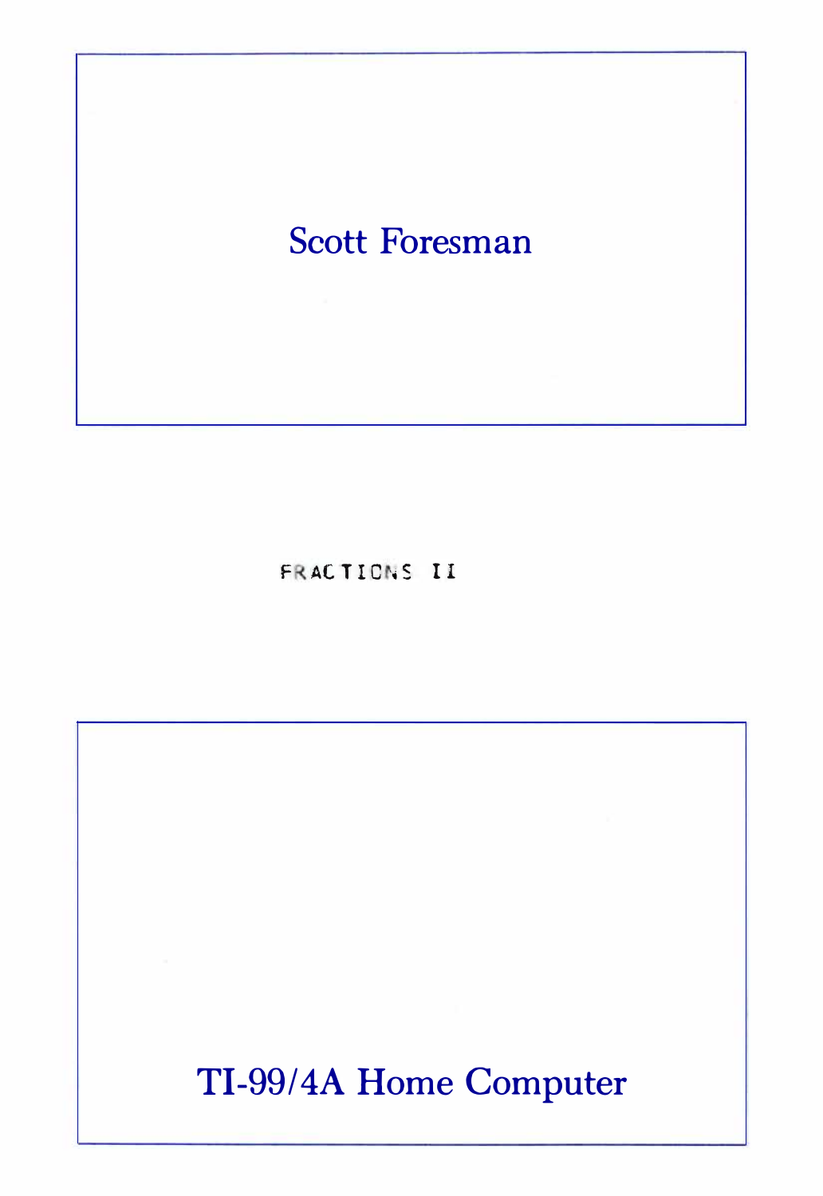Scott Foresman

# FRACTIONS II

TI-99/4A Home Computer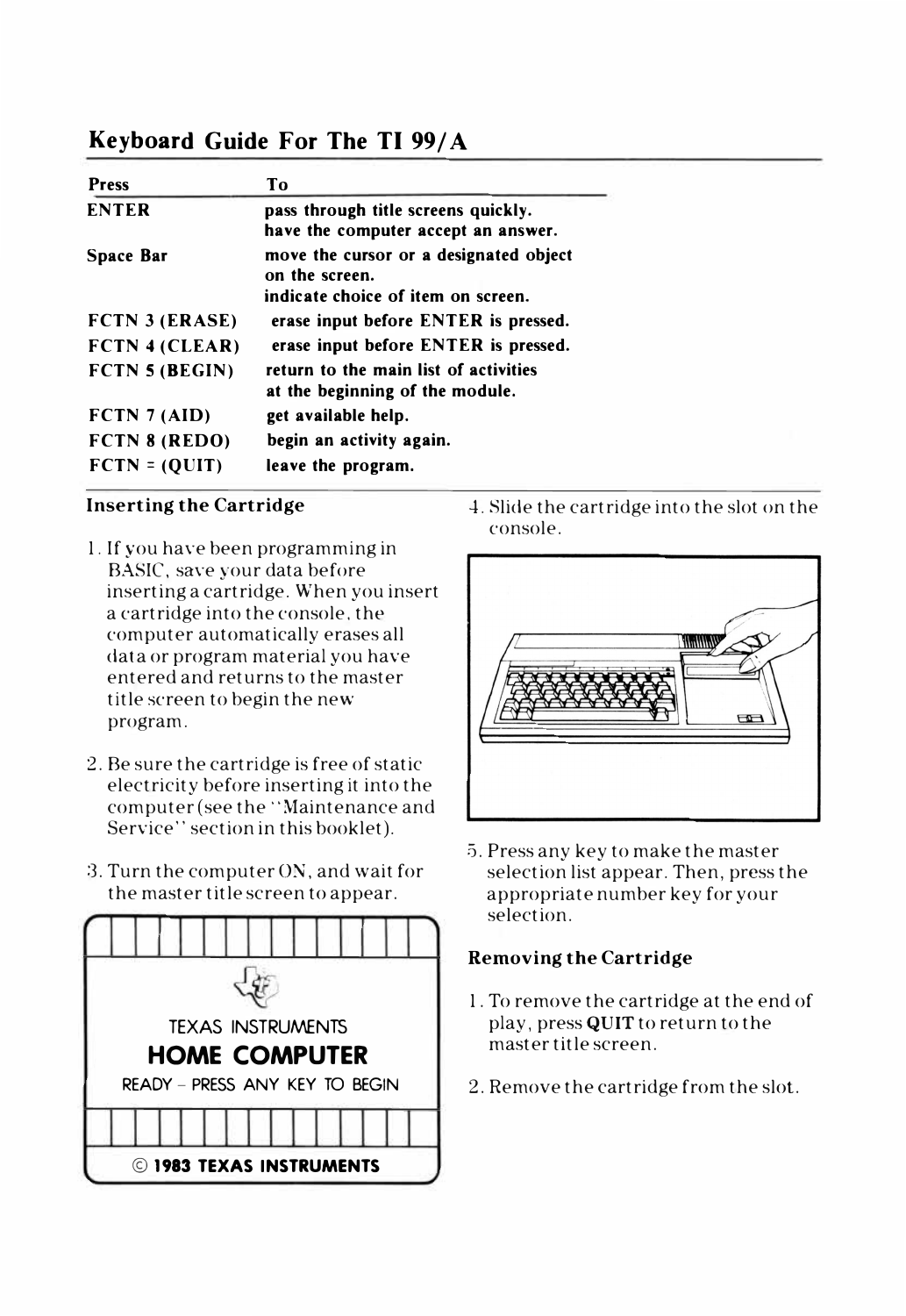## Keyboard Guide For The TI 99/A

| Press | To |
|---|---|
| ENTER | pass through title screens quickly. have the computer accept an answer. |
| Space Bar | move the cursor or a designated object on the screen. indicate choice of item on screen. |
| FCTN 3 (ERASE) | erase input before ENTER is pressed. |
| FCTN 4 (CLEAR) | erase input before ENTER is pressed. |
| FCTN 5 (BEGIN) | return to the main list of activities at the beginning of the module. |
| FCTN 7 (AID) | get available help. |
| FCTN 8 (REDO) | begin an activity again. |
| FCTN = (QUIT) | leave the program. |

### Inserting the Cartridge

1. If you have been programming in BASIC, save your data before inserting a cartridge. When you insert a cartridge into the console, the computer automatically erases all data or program material you have entered and returns to the master title screen to begin the new program.

2. Be sure the cartridge is free of static electricity before inserting it into the computer (see the "Maintenance and Service" section in this booklet).

3. Turn the computer ON, and wait for the master title screen to appear.

TEXAS INSTRUMENTS
HOME COMPUTER
READY – PRESS ANY KEY TO BEGIN

© 1983 TEXAS INSTRUMENTS

4. Slide the cartridge into the slot on the console.

5. Press any key to make the master selection list appear. Then, press the appropriate number key for your selection.

### Removing the Cartridge

1. To remove the cartridge at the end of play, press **QUIT** to return to the master title screen.

2. Remove the cartridge from the slot.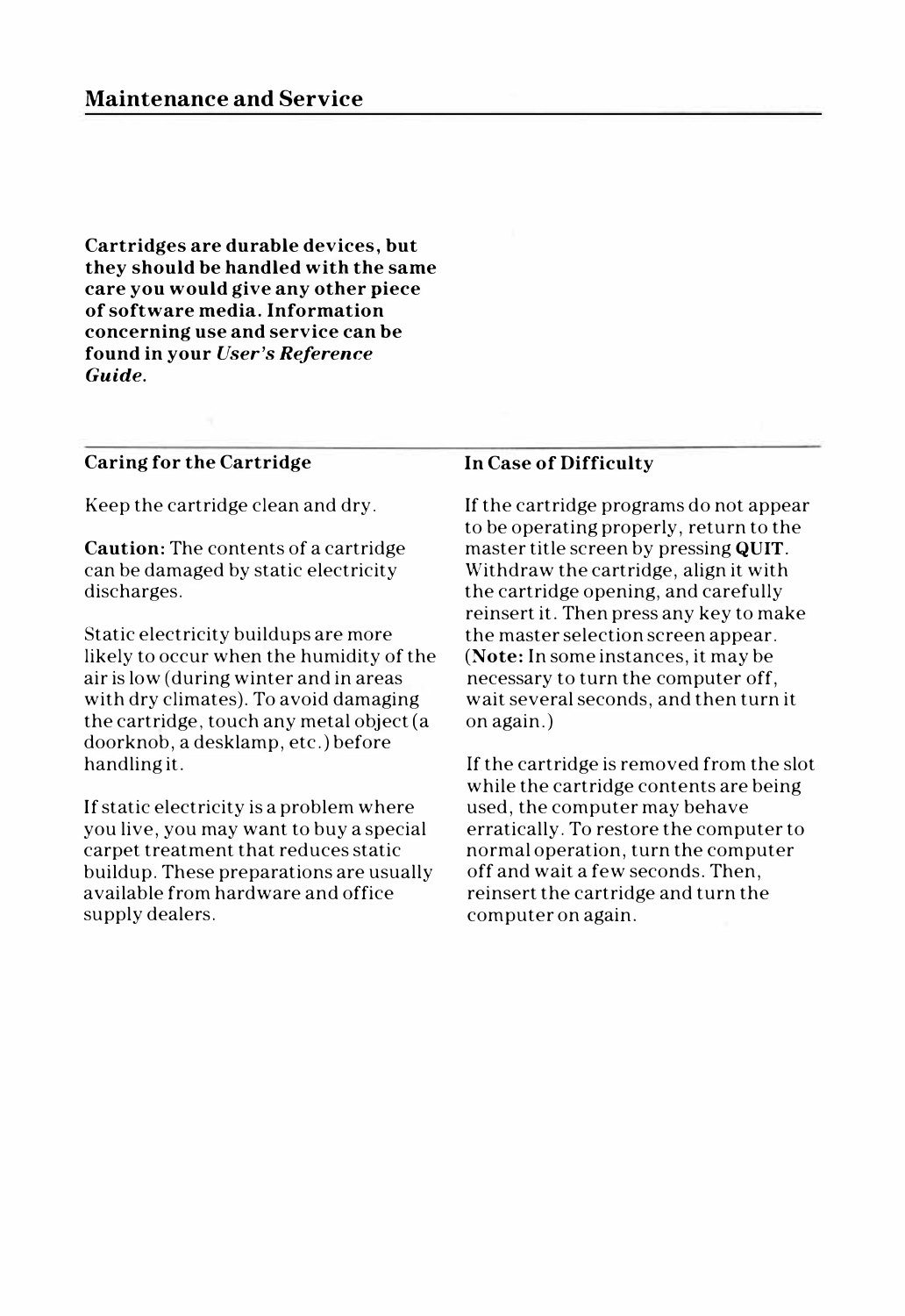## Maintenance and Service

**Cartridges are durable devices, but they should be handled with the same care you would give any other piece of software media. Information concerning use and service can be found in your *User's Reference Guide*.**

### Caring for the Cartridge

Keep the cartridge clean and dry.

**Caution:** The contents of a cartridge can be damaged by static electricity discharges.

Static electricity buildups are more likely to occur when the humidity of the air is low (during winter and in areas with dry climates). To avoid damaging the cartridge, touch any metal object (a doorknob, a desklamp, etc.) before handling it.

If static electricity is a problem where you live, you may want to buy a special carpet treatment that reduces static buildup. These preparations are usually available from hardware and office supply dealers.

### In Case of Difficulty

If the cartridge programs do not appear to be operating properly, return to the master title screen by pressing **QUIT**. Withdraw the cartridge, align it with the cartridge opening, and carefully reinsert it. Then press any key to make the master selection screen appear. (**Note:** In some instances, it may be necessary to turn the computer off, wait several seconds, and then turn it on again.)

If the cartridge is removed from the slot while the cartridge contents are being used, the computer may behave erratically. To restore the computer to normal operation, turn the computer off and wait a few seconds. Then, reinsert the cartridge and turn the computer on again.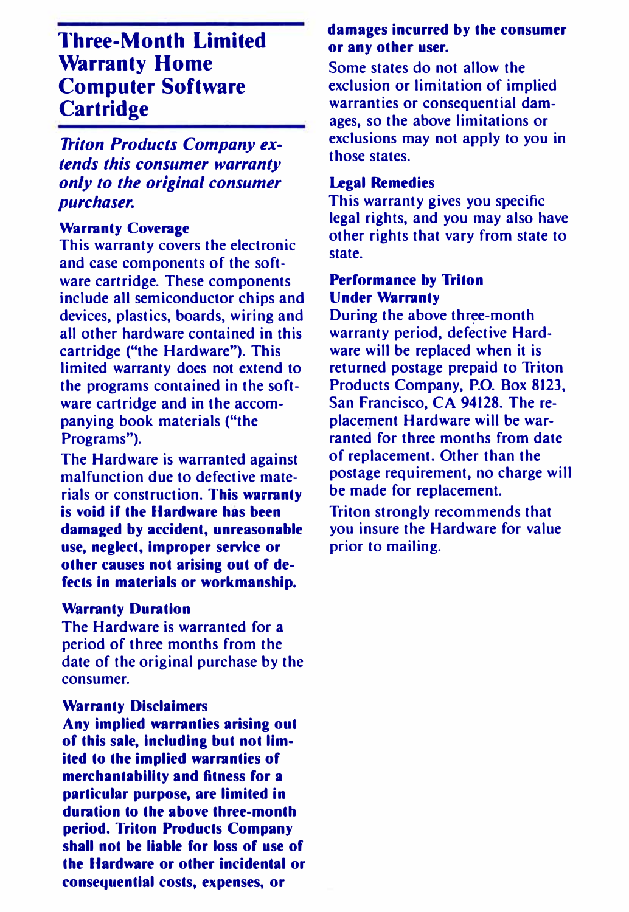# Three-Month Limited Warranty Home Computer Software Cartridge

***Triton Products Company extends this consumer warranty only to the original consumer purchaser.***

### Warranty Coverage

This warranty covers the electronic and case components of the software cartridge. These components include all semiconductor chips and devices, plastics, boards, wiring and all other hardware contained in this cartridge ("the Hardware"). This limited warranty does not extend to the programs contained in the software cartridge and in the accompanying book materials ("the Programs").

The Hardware is warranted against malfunction due to defective materials or construction. **This warranty is void if the Hardware has been damaged by accident, unreasonable use, neglect, improper service or other causes not arising out of defects in materials or workmanship.**

### Warranty Duration

The Hardware is warranted for a period of three months from the date of the original purchase by the consumer.

### Warranty Disclaimers

**Any implied warranties arising out of this sale, including but not limited to the implied warranties of merchantability and fitness for a particular purpose, are limited in duration to the above three-month period. Triton Products Company shall not be liable for loss of use of the Hardware or other incidental or consequential costs, expenses, or damages incurred by the consumer or any other user.**

Some states do not allow the exclusion or limitation of implied warranties or consequential damages, so the above limitations or exclusions may not apply to you in those states.

### Legal Remedies

This warranty gives you specific legal rights, and you may also have other rights that vary from state to state.

### Performance by Triton Under Warranty

During the above three-month warranty period, defective Hardware will be replaced when it is returned postage prepaid to Triton Products Company, P.O. Box 8123, San Francisco, CA 94128. The replacement Hardware will be warranted for three months from date of replacement. Other than the postage requirement, no charge will be made for replacement.

Triton strongly recommends that you insure the Hardware for value prior to mailing.